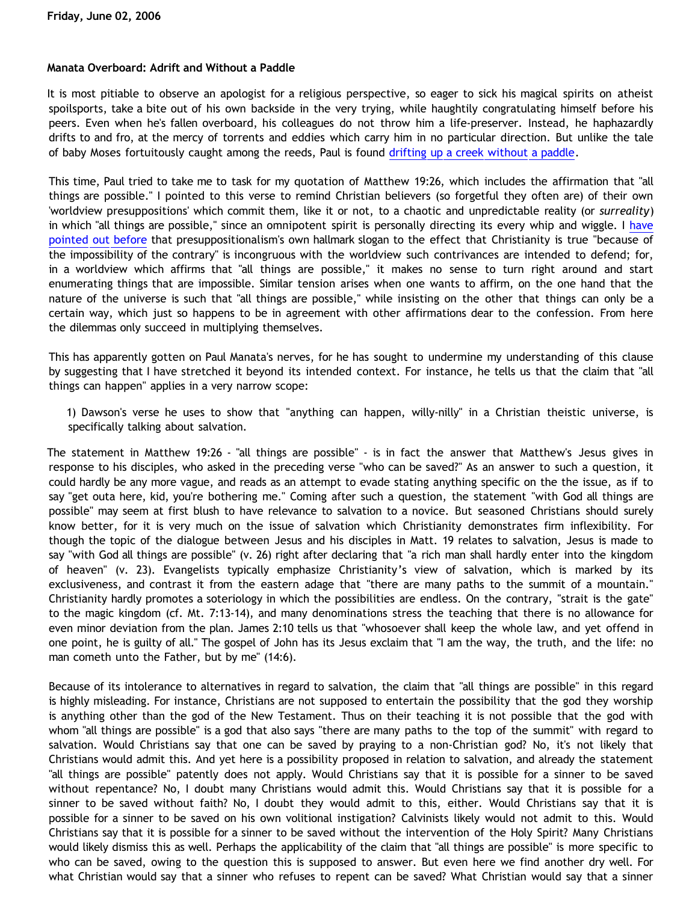Friday, June 02, 2006

## Manata Overboard: Adrift and Without a Paddle

It is most pitiable to observe an apologist for a religious perspective, so eager to sick his magical spirits on atheist spoilsports, take a bite out of his own backside in the very trying, while haughtily congratulating himself before his peers. Even when he's fallen overboard, his colleagues do not throw him a life-preserver. Instead, he haphazardly drifts to and fro, at the mercy of torrents and eddies which carry him in no particular direction. But unlike the tale of baby Moses fortuitously caught among the reeds, Paul is found drifting up a creek without a paddle.

This time, Paul tried to take me to task for my quotation of Matthew 19:26, which includes the affirmation that "all things are possible." I pointed to this verse to remind Christian believers (so forgetful they often are) of their own 'worldview presuppositions' which commit them, like it or not, to a chaotic and unpredictable reality (or *surreality*) in which "all things are possible," since an omnipotent spirit is personally directing its every whip and wiggle. I have pointed out before that presuppositionalism's own hallmark slogan to the effect that Christianity is true "because of the impossibility of the contrary" is incongruous with the worldview such contrivances are intended to defend; for, in a worldview which affirms that "all things are possible," it makes no sense to turn right around and start enumerating things that are impossible. Similar tension arises when one wants to affirm, on the one hand that the nature of the universe is such that "all things are possible," while insisting on the other that things can only be a certain way, which just so happens to be in agreement with other affirmations dear to the confession. From here the dilemmas only succeed in multiplying themselves.

This has apparently gotten on Paul Manata's nerves, for he has sought to undermine my understanding of this clause by suggesting that I have stretched it beyond its intended context. For instance, he tells us that the claim that "all things can happen" applies in a very narrow scope:

> 1) Dawson's verse he uses to show that "anything can happen, willy-nilly" in a Christian theistic universe, is specifically talking about salvation.

The statement in Matthew 19:26 - "all things are possible" - is in fact the answer that Matthew's Jesus gives in response to his disciples, who asked in the preceding verse "who can be saved?" As an answer to such a question, it could hardly be any more vague, and reads as an attempt to evade stating anything specific on the the issue, as if to say "get outa here, kid, you're bothering me." Coming after such a question, the statement "with God all things are possible" may seem at first blush to have relevance to salvation to a novice. But seasoned Christians should surely know better, for it is very much on the issue of salvation which Christianity demonstrates firm inflexibility. For though the topic of the dialogue between Jesus and his disciples in Matt. 19 relates to salvation, Jesus is made to say "with God all things are possible" (v. 26) right after declaring that "a rich man shall hardly enter into the kingdom of heaven" (v. 23). Evangelists typically emphasize Christianity's view of salvation, which is marked by its exclusiveness, and contrast it from the eastern adage that "there are many paths to the summit of a mountain." Christianity hardly promotes a soteriology in which the possibilities are endless. On the contrary, "strait is the gate" to the magic kingdom (cf. Mt. 7:13-14), and many denominations stress the teaching that there is no allowance for even minor deviation from the plan. James 2:10 tells us that "whosoever shall keep the whole law, and yet offend in one point, he is guilty of all." The gospel of John has its Jesus exclaim that "I am the way, the truth, and the life: no man cometh unto the Father, but by me" (14:6).

Because of its intolerance to alternatives in regard to salvation, the claim that "all things are possible" in this regard is highly misleading. For instance, Christians are not supposed to entertain the possibility that the god they worship is anything other than the god of the New Testament. Thus on their teaching it is not possible that the god with whom "all things are possible" is a god that also says "there are many paths to the top of the summit" with regard to salvation. Would Christians say that one can be saved by praying to a non-Christian god? No, it's not likely that Christians would admit this. And yet here is a possibility proposed in relation to salvation, and already the statement "all things are possible" patently does not apply. Would Christians say that it is possible for a sinner to be saved without repentance? No, I doubt many Christians would admit this. Would Christians say that it is possible for a sinner to be saved without faith? No, I doubt they would admit to this, either. Would Christians say that it is possible for a sinner to be saved on his own volitional instigation? Calvinists likely would not admit to this. Would Christians say that it is possible for a sinner to be saved without the intervention of the Holy Spirit? Many Christians would likely dismiss this as well. Perhaps the applicability of the claim that "all things are possible" is more specific to who can be saved, owing to the question this is supposed to answer. But even here we find another dry well. For what Christian would say that a sinner who refuses to repent can be saved? What Christian would say that a sinner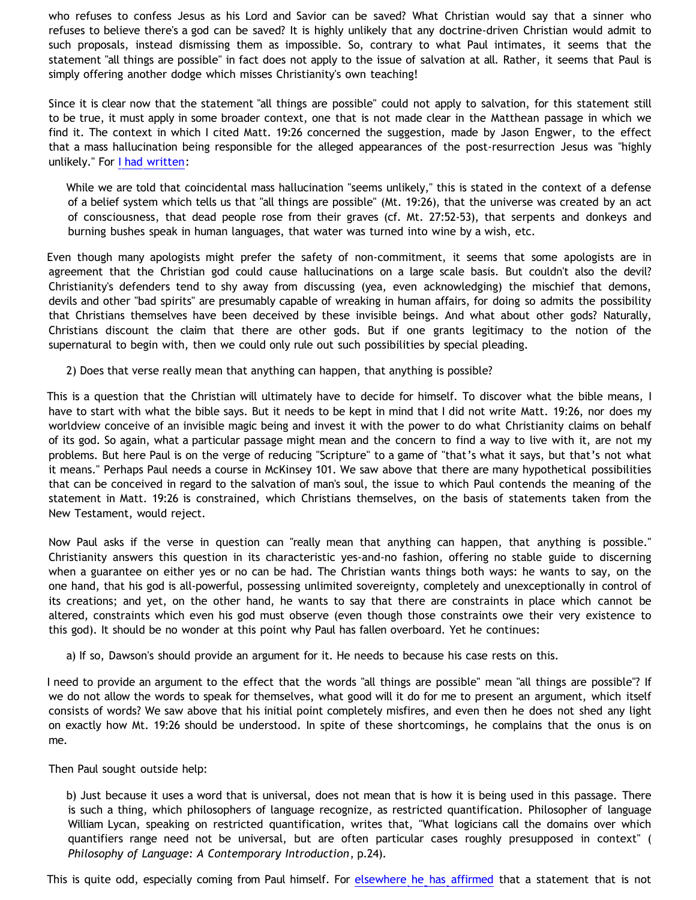who refuses to confess Jesus as his Lord and Savior can be saved? What Christian would say that a sinner who refuses to believe there's a god can be saved? It is highly unlikely that any doctrine-driven Christian would admit to such proposals, instead dismissing them as impossible. So, contrary to what Paul intimates, it seems that the statement "all things are possible" in fact does not apply to the issue of salvation at all. Rather, it seems that Paul is simply offering another dodge which misses Christianity's own teaching!

Since it is clear now that the statement "all things are possible" could not apply to salvation, for this statement still to be true, it must apply in some broader context, one that is not made clear in the Matthean passage in which we find it. The context in which I cited Matt. 19:26 concerned the suggestion, made by Jason Engwer, to the effect that a mass hallucination being responsible for the alleged appearances of the post-resurrection Jesus was "highly unlikely." For I had written:

> While we are told that coincidental mass hallucination "seems unlikely," this is stated in the context of a defense of a belief system which tells us that "all things are possible" (Mt. 19:26), that the universe was created by an act of consciousness, that dead people rose from their graves (cf. Mt. 27:52-53), that serpents and donkeys and burning bushes speak in human languages, that water was turned into wine by a wish, etc.

Even though many apologists might prefer the safety of non-commitment, it seems that some apologists are in agreement that the Christian god could cause hallucinations on a large scale basis. But couldn't also the devil? Christianity's defenders tend to shy away from discussing (yea, even acknowledging) the mischief that demons, devils and other "bad spirits" are presumably capable of wreaking in human affairs, for doing so admits the possibility that Christians themselves have been deceived by these invisible beings. And what about other gods? Naturally, Christians discount the claim that there are other gods. But if one grants legitimacy to the notion of the supernatural to begin with, then we could only rule out such possibilities by special pleading.

> 2) Does that verse really mean that anything can happen, that anything is possible?

This is a question that the Christian will ultimately have to decide for himself. To discover what the bible means, I have to start with what the bible says. But it needs to be kept in mind that I did not write Matt. 19:26, nor does my worldview conceive of an invisible magic being and invest it with the power to do what Christianity claims on behalf of its god. So again, what a particular passage might mean and the concern to find a way to live with it, are not my problems. But here Paul is on the verge of reducing "Scripture" to a game of "that's what it says, but that's not what it means." Perhaps Paul needs a course in McKinsey 101. We saw above that there are many hypothetical possibilities that can be conceived in regard to the salvation of man's soul, the issue to which Paul contends the meaning of the statement in Matt. 19:26 is constrained, which Christians themselves, on the basis of statements taken from the New Testament, would reject.

Now Paul asks if the verse in question can "really mean that anything can happen, that anything is possible." Christianity answers this question in its characteristic yes-and-no fashion, offering no stable guide to discerning when a guarantee on either yes or no can be had. The Christian wants things both ways: he wants to say, on the one hand, that his god is all-powerful, possessing unlimited sovereignty, completely and unexceptionally in control of its creations; and yet, on the other hand, he wants to say that there are constraints in place which cannot be altered, constraints which even his god must observe (even though those constraints owe their very existence to this god). It should be no wonder at this point why Paul has fallen overboard. Yet he continues:

> a) If so, Dawson's should provide an argument for it. He needs to because his case rests on this.

I need to provide an argument to the effect that the words "all things are possible" mean "all things are possible"? If we do not allow the words to speak for themselves, what good will it do for me to present an argument, which itself consists of words? We saw above that his initial point completely misfires, and even then he does not shed any light on exactly how Mt. 19:26 should be understood. In spite of these shortcomings, he complains that the onus is on me.

Then Paul sought outside help:

> b) Just because it uses a word that is universal, does not mean that is how it is being used in this passage. There is such a thing, which philosophers of language recognize, as restricted quantification. Philosopher of language William Lycan, speaking on restricted quantification, writes that, "What logicians call the domains over which quantifiers range need not be universal, but are often particular cases roughly presupposed in context" (*Philosophy of Language: A Contemporary Introduction*, p.24).

This is quite odd, especially coming from Paul himself. For elsewhere he has affirmed that a statement that is not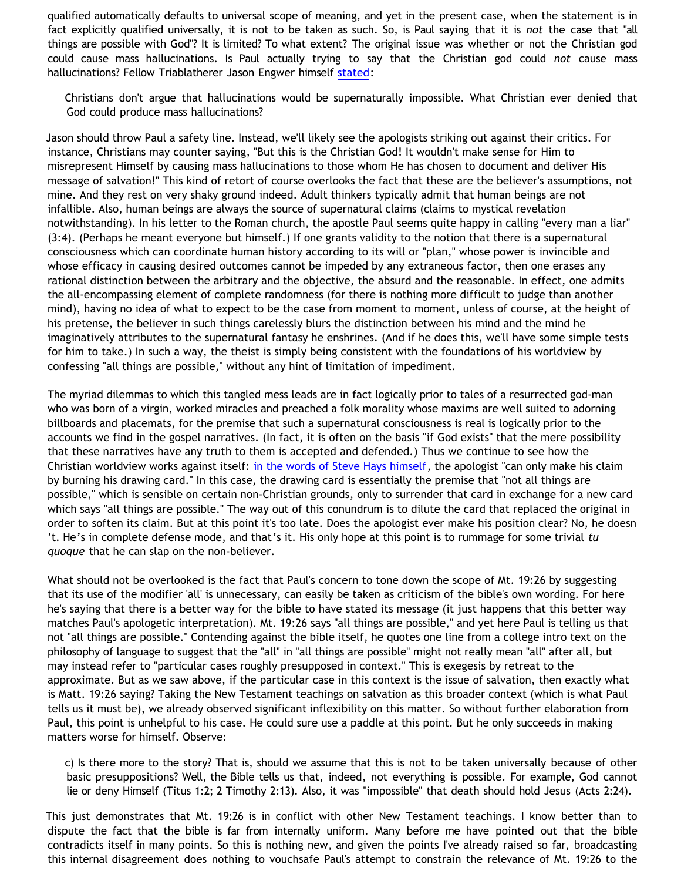qualified automatically defaults to universal scope of meaning, and yet in the present case, when the statement is in fact explicitly qualified universally, it is not to be taken as such. So, is Paul saying that it is *not* the case that "all things are possible with God"? It is limited? To what extent? The original issue was whether or not the Christian god could cause mass hallucinations. Is Paul actually trying to say that the Christian god could *not* cause mass hallucinations? Fellow Triablatherer Jason Engwer himself stated:

> Christians don't argue that hallucinations would be supernaturally impossible. What Christian ever denied that God could produce mass hallucinations?

Jason should throw Paul a safety line. Instead, we'll likely see the apologists striking out against their critics. For instance, Christians may counter saying, "But this is the Christian God! It wouldn't make sense for Him to misrepresent Himself by causing mass hallucinations to those whom He has chosen to document and deliver His message of salvation!" This kind of retort of course overlooks the fact that these are the believer's assumptions, not mine. And they rest on very shaky ground indeed. Adult thinkers typically admit that human beings are not infallible. Also, human beings are always the source of supernatural claims (claims to mystical revelation notwithstanding). In his letter to the Roman church, the apostle Paul seems quite happy in calling "every man a liar" (3:4). (Perhaps he meant everyone but himself.) If one grants validity to the notion that there is a supernatural consciousness which can coordinate human history according to its will or "plan," whose power is invincible and whose efficacy in causing desired outcomes cannot be impeded by any extraneous factor, then one erases any rational distinction between the arbitrary and the objective, the absurd and the reasonable. In effect, one admits the all-encompassing element of complete randomness (for there is nothing more difficult to judge than another mind), having no idea of what to expect to be the case from moment to moment, unless of course, at the height of his pretense, the believer in such things carelessly blurs the distinction between his mind and the mind he imaginatively attributes to the supernatural fantasy he enshrines. (And if he does this, we'll have some simple tests for him to take.) In such a way, the theist is simply being consistent with the foundations of his worldview by confessing "all things are possible," without any hint of limitation of impediment.

The myriad dilemmas to which this tangled mess leads are in fact logically prior to tales of a resurrected god-man who was born of a virgin, worked miracles and preached a folk morality whose maxims are well suited to adorning billboards and placemats, for the premise that such a supernatural consciousness is real is logically prior to the accounts we find in the gospel narratives. (In fact, it is often on the basis "if God exists" that the mere possibility that these narratives have any truth to them is accepted and defended.) Thus we continue to see how the Christian worldview works against itself: in the words of Steve Hays himself, the apologist "can only make his claim by burning his drawing card." In this case, the drawing card is essentially the premise that "not all things are possible," which is sensible on certain non-Christian grounds, only to surrender that card in exchange for a new card which says "all things are possible." The way out of this conundrum is to dilute the card that replaced the original in order to soften its claim. But at this point it's too late. Does the apologist ever make his position clear? No, he doesn't. He's in complete defense mode, and that's it. His only hope at this point is to rummage for some trivial *tu quoque* that he can slap on the non-believer.

What should not be overlooked is the fact that Paul's concern to tone down the scope of Mt. 19:26 by suggesting that its use of the modifier 'all' is unnecessary, can easily be taken as criticism of the bible's own wording. For here he's saying that there is a better way for the bible to have stated its message (it just happens that this better way matches Paul's apologetic interpretation). Mt. 19:26 says "all things are possible," and yet here Paul is telling us that not "all things are possible." Contending against the bible itself, he quotes one line from a college intro text on the philosophy of language to suggest that the "all" in "all things are possible" might not really mean "all" after all, but may instead refer to "particular cases roughly presupposed in context." This is exegesis by retreat to the approximate. But as we saw above, if the particular case in this context is the issue of salvation, then exactly what is Matt. 19:26 saying? Taking the New Testament teachings on salvation as this broader context (which is what Paul tells us it must be), we already observed significant inflexibility on this matter. So without further elaboration from Paul, this point is unhelpful to his case. He could sure use a paddle at this point. But he only succeeds in making matters worse for himself. Observe:

> c) Is there more to the story? That is, should we assume that this is not to be taken universally because of other basic presuppositions? Well, the Bible tells us that, indeed, not everything is possible. For example, God cannot lie or deny Himself (Titus 1:2; 2 Timothy 2:13). Also, it was "impossible" that death should hold Jesus (Acts 2:24).

This just demonstrates that Mt. 19:26 is in conflict with other New Testament teachings. I know better than to dispute the fact that the bible is far from internally uniform. Many before me have pointed out that the bible contradicts itself in many points. So this is nothing new, and given the points I've already raised so far, broadcasting this internal disagreement does nothing to vouchsafe Paul's attempt to constrain the relevance of Mt. 19:26 to the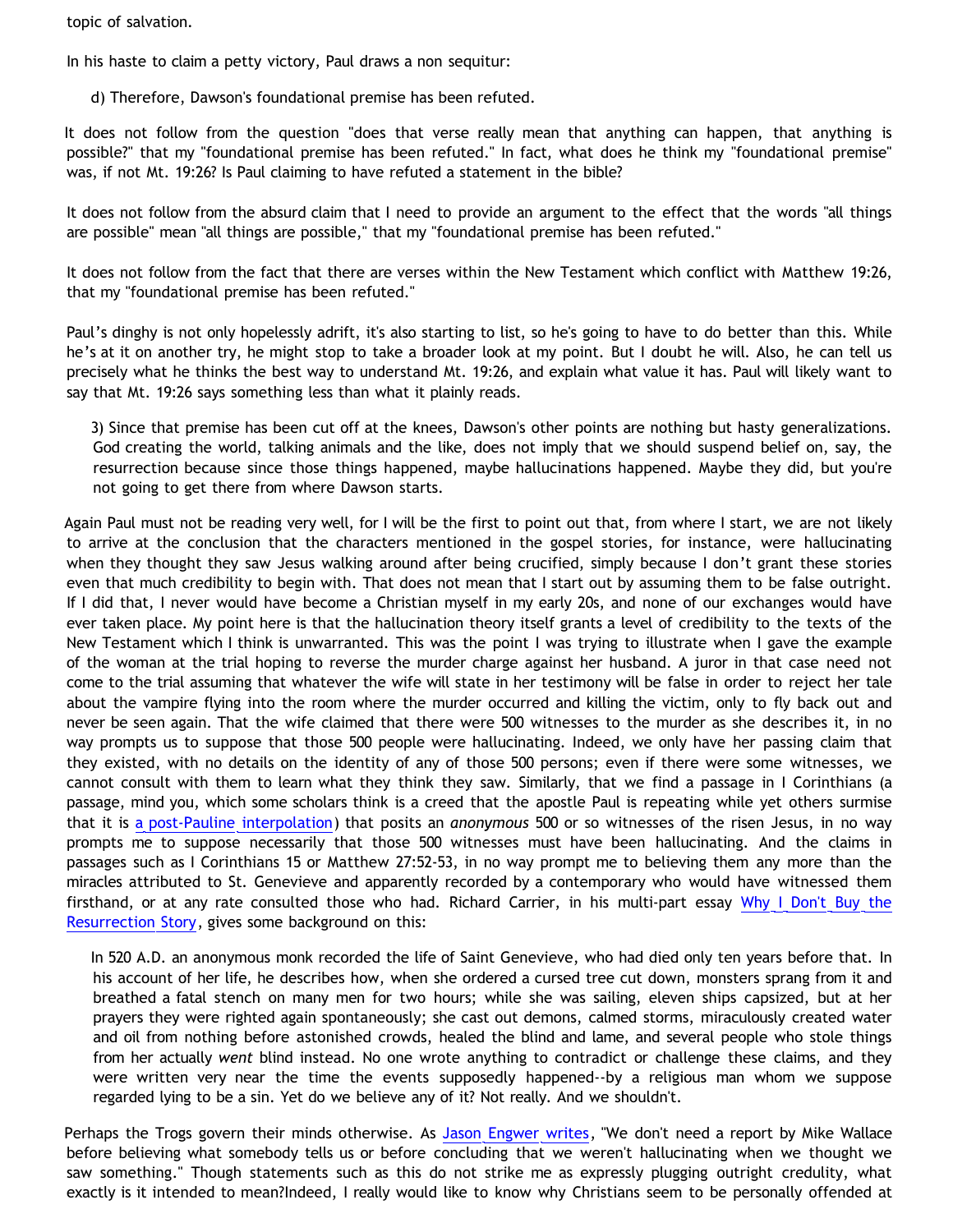topic of salvation.

In his haste to claim a petty victory, Paul draws a non sequitur:

> d) Therefore, Dawson's foundational premise has been refuted.

It does not follow from the question "does that verse really mean that anything can happen, that anything is possible?" that my "foundational premise has been refuted." In fact, what does he think my "foundational premise" was, if not Mt. 19:26? Is Paul claiming to have refuted a statement in the bible?

It does not follow from the absurd claim that I need to provide an argument to the effect that the words "all things are possible" mean "all things are possible," that my "foundational premise has been refuted."

It does not follow from the fact that there are verses within the New Testament which conflict with Matthew 19:26, that my "foundational premise has been refuted."

Paul's dinghy is not only hopelessly adrift, it's also starting to list, so he's going to have to do better than this. While he's at it on another try, he might stop to take a broader look at my point. But I doubt he will. Also, he can tell us precisely what he thinks the best way to understand Mt. 19:26, and explain what value it has. Paul will likely want to say that Mt. 19:26 says something less than what it plainly reads.

> 3) Since that premise has been cut off at the knees, Dawson's other points are nothing but hasty generalizations. God creating the world, talking animals and the like, does not imply that we should suspend belief on, say, the resurrection because since those things happened, maybe hallucinations happened. Maybe they did, but you're not going to get there from where Dawson starts.

Again Paul must not be reading very well, for I will be the first to point out that, from where I start, we are not likely to arrive at the conclusion that the characters mentioned in the gospel stories, for instance, were hallucinating when they thought they saw Jesus walking around after being crucified, simply because I don't grant these stories even that much credibility to begin with. That does not mean that I start out by assuming them to be false outright. If I did that, I never would have become a Christian myself in my early 20s, and none of our exchanges would have ever taken place. My point here is that the hallucination theory itself grants a level of credibility to the texts of the New Testament which I think is unwarranted. This was the point I was trying to illustrate when I gave the example of the woman at the trial hoping to reverse the murder charge against her husband. A juror in that case need not come to the trial assuming that whatever the wife will state in her testimony will be false in order to reject her tale about the vampire flying into the room where the murder occurred and killing the victim, only to fly back out and never be seen again. That the wife claimed that there were 500 witnesses to the murder as she describes it, in no way prompts us to suppose that those 500 people were hallucinating. Indeed, we only have her passing claim that they existed, with no details on the identity of any of those 500 persons; even if there were some witnesses, we cannot consult with them to learn what they think they saw. Similarly, that we find a passage in I Corinthians (a passage, mind you, which some scholars think is a creed that the apostle Paul is repeating while yet others surmise that it is a post-Pauline interpolation) that posits an *anonymous* 500 or so witnesses of the risen Jesus, in no way prompts me to suppose necessarily that those 500 witnesses must have been hallucinating. And the claims in passages such as I Corinthians 15 or Matthew 27:52-53, in no way prompt me to believing them any more than the miracles attributed to St. Genevieve and apparently recorded by a contemporary who would have witnessed them firsthand, or at any rate consulted those who had. Richard Carrier, in his multi-part essay Why I Don't Buy the Resurrection Story, gives some background on this:

> In 520 A.D. an anonymous monk recorded the life of Saint Genevieve, who had died only ten years before that. In his account of her life, he describes how, when she ordered a cursed tree cut down, monsters sprang from it and breathed a fatal stench on many men for two hours; while she was sailing, eleven ships capsized, but at her prayers they were righted again spontaneously; she cast out demons, calmed storms, miraculously created water and oil from nothing before astonished crowds, healed the blind and lame, and several people who stole things from her actually *went* blind instead. No one wrote anything to contradict or challenge these claims, and they were written very near the time the events supposedly happened--by a religious man whom we suppose regarded lying to be a sin. Yet do we believe any of it? Not really. And we shouldn't.

Perhaps the Trogs govern their minds otherwise. As Jason Engwer writes, "We don't need a report by Mike Wallace before believing what somebody tells us or before concluding that we weren't hallucinating when we thought we saw something." Though statements such as this do not strike me as expressly plugging outright credulity, what exactly is it intended to mean?Indeed, I really would like to know why Christians seem to be personally offended at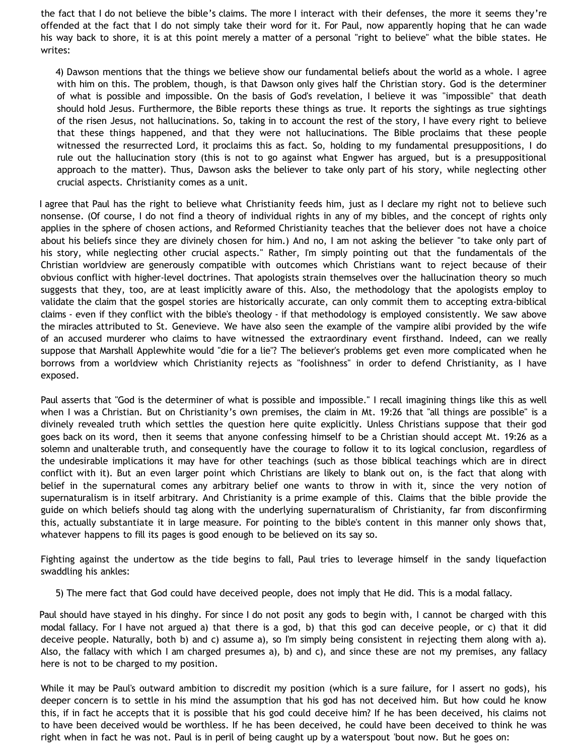the fact that I do not believe the bible's claims. The more I interact with their defenses, the more it seems they're offended at the fact that I do not simply take their word for it. For Paul, now apparently hoping that he can wade his way back to shore, it is at this point merely a matter of a personal "right to believe" what the bible states. He writes:

> 4) Dawson mentions that the things we believe show our fundamental beliefs about the world as a whole. I agree with him on this. The problem, though, is that Dawson only gives half the Christian story. God is the determiner of what is possible and impossible. On the basis of God's revelation, I believe it was "impossible" that death should hold Jesus. Furthermore, the Bible reports these things as true. It reports the sightings as true sightings of the risen Jesus, not hallucinations. So, taking in to account the rest of the story, I have every right to believe that these things happened, and that they were not hallucinations. The Bible proclaims that these people witnessed the resurrected Lord, it proclaims this as fact. So, holding to my fundamental presuppositions, I do rule out the hallucination story (this is not to go against what Engwer has argued, but is a presuppositional approach to the matter). Thus, Dawson asks the believer to take only part of his story, while neglecting other crucial aspects. Christianity comes as a unit.

I agree that Paul has the right to believe what Christianity feeds him, just as I declare my right not to believe such nonsense. (Of course, I do not find a theory of individual rights in any of my bibles, and the concept of rights only applies in the sphere of chosen actions, and Reformed Christianity teaches that the believer does not have a choice about his beliefs since they are divinely chosen for him.) And no, I am not asking the believer "to take only part of his story, while neglecting other crucial aspects." Rather, I'm simply pointing out that the fundamentals of the Christian worldview are generously compatible with outcomes which Christians want to reject because of their obvious conflict with higher-level doctrines. That apologists strain themselves over the hallucination theory so much suggests that they, too, are at least implicitly aware of this. Also, the methodology that the apologists employ to validate the claim that the gospel stories are historically accurate, can only commit them to accepting extra-biblical claims - even if they conflict with the bible's theology - if that methodology is employed consistently. We saw above the miracles attributed to St. Genevieve. We have also seen the example of the vampire alibi provided by the wife of an accused murderer who claims to have witnessed the extraordinary event firsthand. Indeed, can we really suppose that Marshall Applewhite would "die for a lie"? The believer's problems get even more complicated when he borrows from a worldview which Christianity rejects as "foolishness" in order to defend Christianity, as I have exposed.

Paul asserts that "God is the determiner of what is possible and impossible." I recall imagining things like this as well when I was a Christian. But on Christianity's own premises, the claim in Mt. 19:26 that "all things are possible" is a divinely revealed truth which settles the question here quite explicitly. Unless Christians suppose that their god goes back on its word, then it seems that anyone confessing himself to be a Christian should accept Mt. 19:26 as a solemn and unalterable truth, and consequently have the courage to follow it to its logical conclusion, regardless of the undesirable implications it may have for other teachings (such as those biblical teachings which are in direct conflict with it). But an even larger point which Christians are likely to blank out on, is the fact that along with belief in the supernatural comes any arbitrary belief one wants to throw in with it, since the very notion of supernaturalism is in itself arbitrary. And Christianity is a prime example of this. Claims that the bible provide the guide on which beliefs should tag along with the underlying supernaturalism of Christianity, far from disconfirming this, actually substantiate it in large measure. For pointing to the bible's content in this manner only shows that, whatever happens to fill its pages is good enough to be believed on its say so.

Fighting against the undertow as the tide begins to fall, Paul tries to leverage himself in the sandy liquefaction swaddling his ankles:

> 5) The mere fact that God could have deceived people, does not imply that He did. This is a modal fallacy.

Paul should have stayed in his dinghy. For since I do not posit any gods to begin with, I cannot be charged with this modal fallacy. For I have not argued a) that there is a god, b) that this god can deceive people, or c) that it did deceive people. Naturally, both b) and c) assume a), so I'm simply being consistent in rejecting them along with a). Also, the fallacy with which I am charged presumes a), b) and c), and since these are not my premises, any fallacy here is not to be charged to my position.

While it may be Paul's outward ambition to discredit my position (which is a sure failure, for I assert no gods), his deeper concern is to settle in his mind the assumption that his god has not deceived him. But how could he know this, if in fact he accepts that it is possible that his god could deceive him? If he has been deceived, his claims not to have been deceived would be worthless. If he has been deceived, he could have been deceived to think he was right when in fact he was not. Paul is in peril of being caught up by a waterspout 'bout now. But he goes on: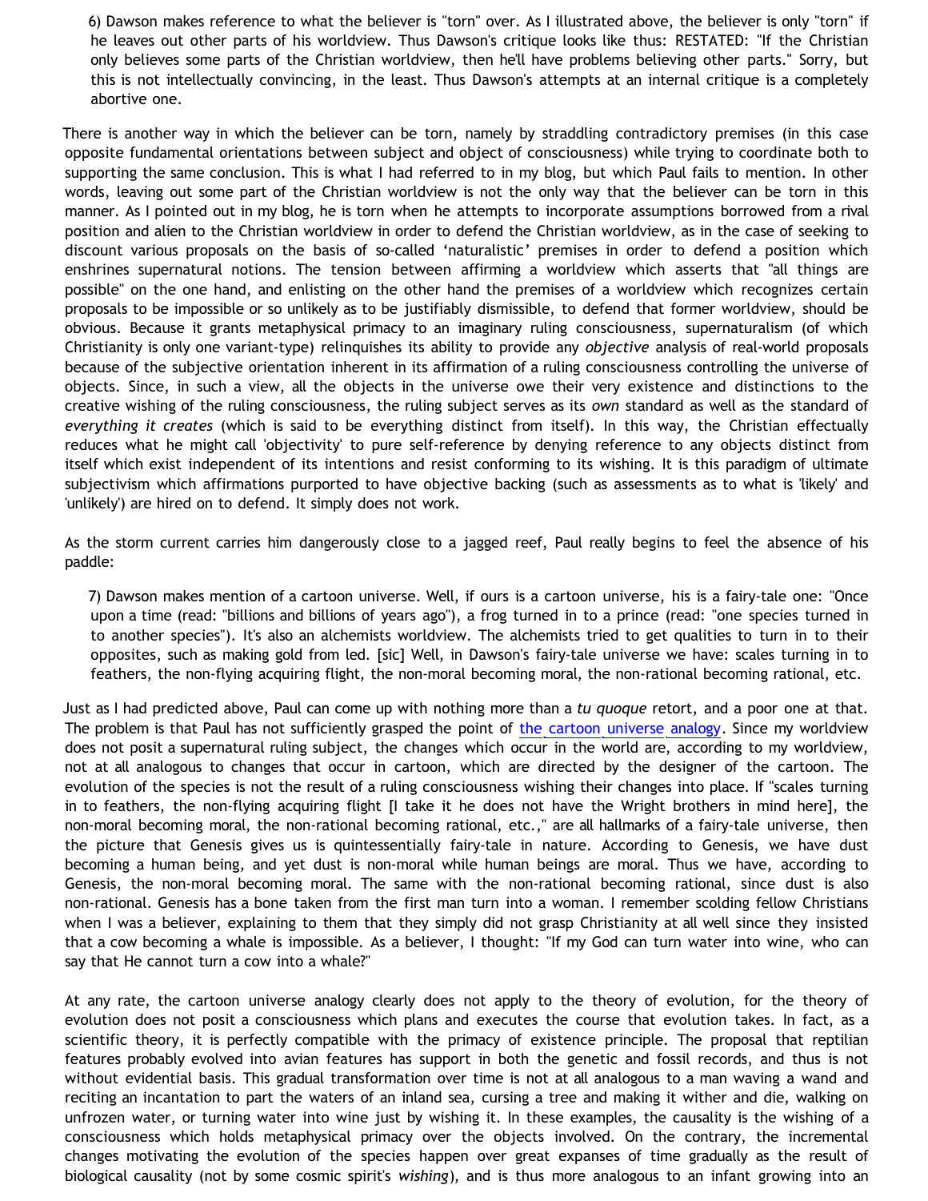> 6) Dawson makes reference to what the believer is "torn" over. As I illustrated above, the believer is only "torn" if he leaves out other parts of his worldview. Thus Dawson's critique looks like thus: RESTATED: "If the Christian only believes some parts of the Christian worldview, then he'll have problems believing other parts." Sorry, but this is not intellectually convincing, in the least. Thus Dawson's attempts at an internal critique is a completely abortive one.

There is another way in which the believer can be torn, namely by straddling contradictory premises (in this case opposite fundamental orientations between subject and object of consciousness) while trying to coordinate both to supporting the same conclusion. This is what I had referred to in my blog, but which Paul fails to mention. In other words, leaving out some part of the Christian worldview is not the only way that the believer can be torn in this manner. As I pointed out in my blog, he is torn when he attempts to incorporate assumptions borrowed from a rival position and alien to the Christian worldview in order to defend the Christian worldview, as in the case of seeking to discount various proposals on the basis of so-called 'naturalistic' premises in order to defend a position which enshrines supernatural notions. The tension between affirming a worldview which asserts that "all things are possible" on the one hand, and enlisting on the other hand the premises of a worldview which recognizes certain proposals to be impossible or so unlikely as to be justifiably dismissible, to defend that former worldview, should be obvious. Because it grants metaphysical primacy to an imaginary ruling consciousness, supernaturalism (of which Christianity is only one variant-type) relinquishes its ability to provide any *objective* analysis of real-world proposals because of the subjective orientation inherent in its affirmation of a ruling consciousness controlling the universe of objects. Since, in such a view, all the objects in the universe owe their very existence and distinctions to the creative wishing of the ruling consciousness, the ruling subject serves as its *own* standard as well as the standard of *everything it creates* (which is said to be everything distinct from itself). In this way, the Christian effectually reduces what he might call 'objectivity' to pure self-reference by denying reference to any objects distinct from itself which exist independent of its intentions and resist conforming to its wishing. It is this paradigm of ultimate subjectivism which affirmations purported to have objective backing (such as assessments as to what is 'likely' and 'unlikely') are hired on to defend. It simply does not work.

As the storm current carries him dangerously close to a jagged reef, Paul really begins to feel the absence of his paddle:

> 7) Dawson makes mention of a cartoon universe. Well, if ours is a cartoon universe, his is a fairy-tale one: "Once upon a time (read: "billions and billions of years ago"), a frog turned in to a prince (read: "one species turned in to another species"). It's also an alchemists worldview. The alchemists tried to get qualities to turn in to their opposites, such as making gold from led. [sic] Well, in Dawson's fairy-tale universe we have: scales turning in to feathers, the non-flying acquiring flight, the non-moral becoming moral, the non-rational becoming rational, etc.

Just as I had predicted above, Paul can come up with nothing more than a *tu quoque* retort, and a poor one at that. The problem is that Paul has not sufficiently grasped the point of the cartoon universe analogy. Since my worldview does not posit a supernatural ruling subject, the changes which occur in the world are, according to my worldview, not at all analogous to changes that occur in cartoon, which are directed by the designer of the cartoon. The evolution of the species is not the result of a ruling consciousness wishing their changes into place. If "scales turning in to feathers, the non-flying acquiring flight [I take it he does not have the Wright brothers in mind here], the non-moral becoming moral, the non-rational becoming rational, etc.," are all hallmarks of a fairy-tale universe, then the picture that Genesis gives us is quintessentially fairy-tale in nature. According to Genesis, we have dust becoming a human being, and yet dust is non-moral while human beings are moral. Thus we have, according to Genesis, the non-moral becoming moral. The same with the non-rational becoming rational, since dust is also non-rational. Genesis has a bone taken from the first man turn into a woman. I remember scolding fellow Christians when I was a believer, explaining to them that they simply did not grasp Christianity at all well since they insisted that a cow becoming a whale is impossible. As a believer, I thought: "If my God can turn water into wine, who can say that He cannot turn a cow into a whale?"

At any rate, the cartoon universe analogy clearly does not apply to the theory of evolution, for the theory of evolution does not posit a consciousness which plans and executes the course that evolution takes. In fact, as a scientific theory, it is perfectly compatible with the primacy of existence principle. The proposal that reptilian features probably evolved into avian features has support in both the genetic and fossil records, and thus is not without evidential basis. This gradual transformation over time is not at all analogous to a man waving a wand and reciting an incantation to part the waters of an inland sea, cursing a tree and making it wither and die, walking on unfrozen water, or turning water into wine just by wishing it. In these examples, the causality is the wishing of a consciousness which holds metaphysical primacy over the objects involved. On the contrary, the incremental changes motivating the evolution of the species happen over great expanses of time gradually as the result of biological causality (not by some cosmic spirit's *wishing*), and is thus more analogous to an infant growing into an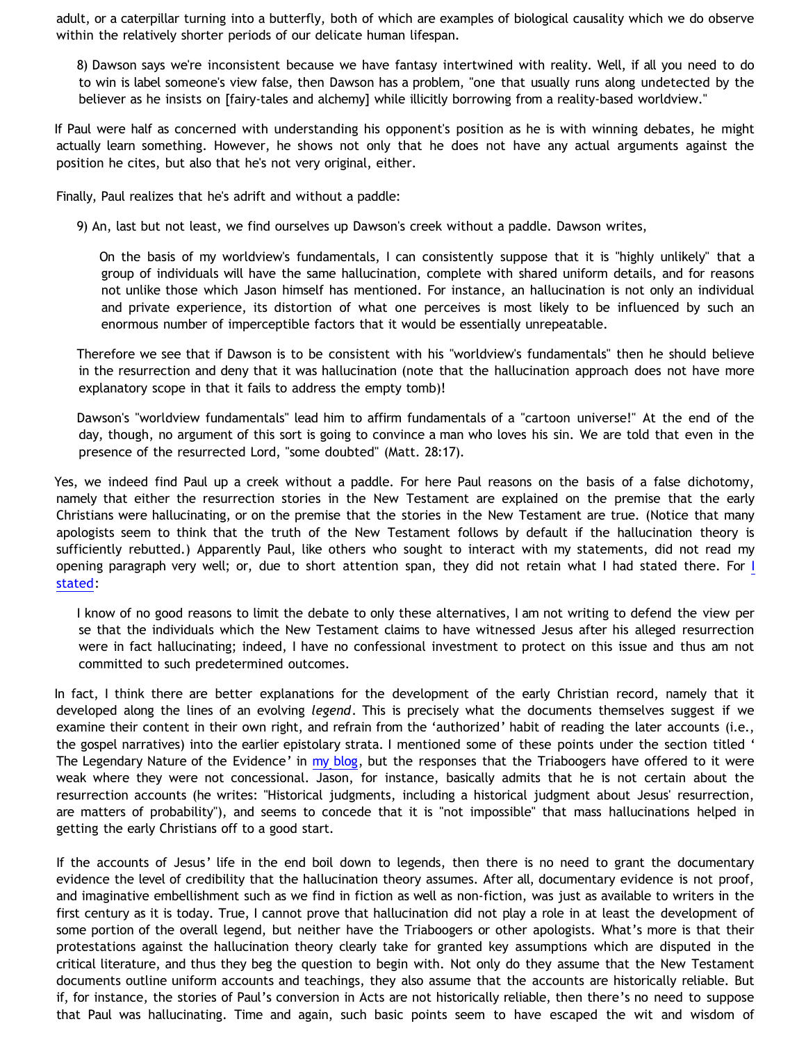adult, or a caterpillar turning into a butterfly, both of which are examples of biological causality which we do observe within the relatively shorter periods of our delicate human lifespan.

> 8) Dawson says we're inconsistent because we have fantasy intertwined with reality. Well, if all you need to do to win is label someone's view false, then Dawson has a problem, "one that usually runs along undetected by the believer as he insists on [fairy-tales and alchemy] while illicitly borrowing from a reality-based worldview."

If Paul were half as concerned with understanding his opponent's position as he is with winning debates, he might actually learn something. However, he shows not only that he does not have any actual arguments against the position he cites, but also that he's not very original, either.

Finally, Paul realizes that he's adrift and without a paddle:

> 9) An, last but not least, we find ourselves up Dawson's creek without a paddle. Dawson writes,
>
> > On the basis of my worldview's fundamentals, I can consistently suppose that it is "highly unlikely" that a group of individuals will have the same hallucination, complete with shared uniform details, and for reasons not unlike those which Jason himself has mentioned. For instance, an hallucination is not only an individual and private experience, its distortion of what one perceives is most likely to be influenced by such an enormous number of imperceptible factors that it would be essentially unrepeatable.
>
> Therefore we see that if Dawson is to be consistent with his "worldview's fundamentals" then he should believe in the resurrection and deny that it was hallucination (note that the hallucination approach does not have more explanatory scope in that it fails to address the empty tomb)!
>
> Dawson's "worldview fundamentals" lead him to affirm fundamentals of a "cartoon universe!" At the end of the day, though, no argument of this sort is going to convince a man who loves his sin. We are told that even in the presence of the resurrected Lord, "some doubted" (Matt. 28:17).

Yes, we indeed find Paul up a creek without a paddle. For here Paul reasons on the basis of a false dichotomy, namely that either the resurrection stories in the New Testament are explained on the premise that the early Christians were hallucinating, or on the premise that the stories in the New Testament are true. (Notice that many apologists seem to think that the truth of the New Testament follows by default if the hallucination theory is sufficiently rebutted.) Apparently Paul, like others who sought to interact with my statements, did not read my opening paragraph very well; or, due to short attention span, they did not retain what I had stated there. For I stated:

> I know of no good reasons to limit the debate to only these alternatives, I am not writing to defend the view per se that the individuals which the New Testament claims to have witnessed Jesus after his alleged resurrection were in fact hallucinating; indeed, I have no confessional investment to protect on this issue and thus am not committed to such predetermined outcomes.

In fact, I think there are better explanations for the development of the early Christian record, namely that it developed along the lines of an evolving *legend*. This is precisely what the documents themselves suggest if we examine their content in their own right, and refrain from the 'authorized' habit of reading the later accounts (i.e., the gospel narratives) into the earlier epistolary strata. I mentioned some of these points under the section titled ' The Legendary Nature of the Evidence' in my blog, but the responses that the Triaboogers have offered to it were weak where they were not concessional. Jason, for instance, basically admits that he is not certain about the resurrection accounts (he writes: "Historical judgments, including a historical judgment about Jesus' resurrection, are matters of probability"), and seems to concede that it is "not impossible" that mass hallucinations helped in getting the early Christians off to a good start.

If the accounts of Jesus' life in the end boil down to legends, then there is no need to grant the documentary evidence the level of credibility that the hallucination theory assumes. After all, documentary evidence is not proof, and imaginative embellishment such as we find in fiction as well as non-fiction, was just as available to writers in the first century as it is today. True, I cannot prove that hallucination did not play a role in at least the development of some portion of the overall legend, but neither have the Triaboogers or other apologists. What's more is that their protestations against the hallucination theory clearly take for granted key assumptions which are disputed in the critical literature, and thus they beg the question to begin with. Not only do they assume that the New Testament documents outline uniform accounts and teachings, they also assume that the accounts are historically reliable. But if, for instance, the stories of Paul's conversion in Acts are not historically reliable, then there's no need to suppose that Paul was hallucinating. Time and again, such basic points seem to have escaped the wit and wisdom of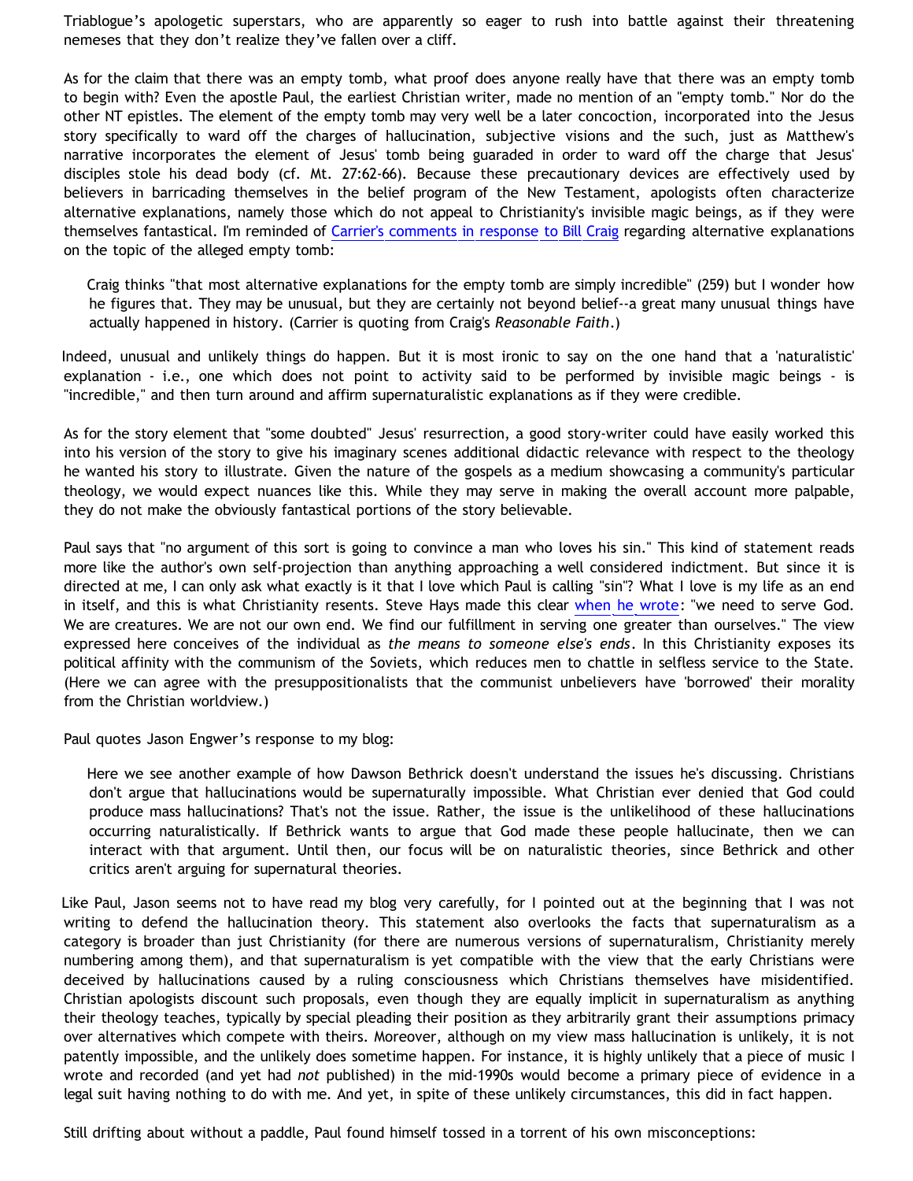Triablogue's apologetic superstars, who are apparently so eager to rush into battle against their threatening nemeses that they don't realize they've fallen over a cliff.

As for the claim that there was an empty tomb, what proof does anyone really have that there was an empty tomb to begin with? Even the apostle Paul, the earliest Christian writer, made no mention of an "empty tomb." Nor do the other NT epistles. The element of the empty tomb may very well be a later concoction, incorporated into the Jesus story specifically to ward off the charges of hallucination, subjective visions and the such, just as Matthew's narrative incorporates the element of Jesus' tomb being guaraded in order to ward off the charge that Jesus' disciples stole his dead body (cf. Mt. 27:62-66). Because these precautionary devices are effectively used by believers in barricading themselves in the belief program of the New Testament, apologists often characterize alternative explanations, namely those which do not appeal to Christianity's invisible magic beings, as if they were themselves fantastical. I'm reminded of Carrier's comments in response to Bill Craig regarding alternative explanations on the topic of the alleged empty tomb:

> Craig thinks "that most alternative explanations for the empty tomb are simply incredible" (259) but I wonder how he figures that. They may be unusual, but they are certainly not beyond belief--a great many unusual things have actually happened in history. (Carrier is quoting from Craig's *Reasonable Faith*.)

Indeed, unusual and unlikely things do happen. But it is most ironic to say on the one hand that a 'naturalistic' explanation - i.e., one which does not point to activity said to be performed by invisible magic beings - is "incredible," and then turn around and affirm supernaturalistic explanations as if they were credible.

As for the story element that "some doubted" Jesus' resurrection, a good story-writer could have easily worked this into his version of the story to give his imaginary scenes additional didactic relevance with respect to the theology he wanted his story to illustrate. Given the nature of the gospels as a medium showcasing a community's particular theology, we would expect nuances like this. While they may serve in making the overall account more palpable, they do not make the obviously fantastical portions of the story believable.

Paul says that "no argument of this sort is going to convince a man who loves his sin." This kind of statement reads more like the author's own self-projection than anything approaching a well considered indictment. But since it is directed at me, I can only ask what exactly is it that I love which Paul is calling "sin"? What I love is my life as an end in itself, and this is what Christianity resents. Steve Hays made this clear when he wrote: "we need to serve God. We are creatures. We are not our own end. We find our fulfillment in serving one greater than ourselves." The view expressed here conceives of the individual as *the means to someone else's ends*. In this Christianity exposes its political affinity with the communism of the Soviets, which reduces men to chattle in selfless service to the State. (Here we can agree with the presuppositionalists that the communist unbelievers have 'borrowed' their morality from the Christian worldview.)

Paul quotes Jason Engwer's response to my blog:

> Here we see another example of how Dawson Bethrick doesn't understand the issues he's discussing. Christians don't argue that hallucinations would be supernaturally impossible. What Christian ever denied that God could produce mass hallucinations? That's not the issue. Rather, the issue is the unlikelihood of these hallucinations occurring naturalistically. If Bethrick wants to argue that God made these people hallucinate, then we can interact with that argument. Until then, our focus will be on naturalistic theories, since Bethrick and other critics aren't arguing for supernatural theories.

Like Paul, Jason seems not to have read my blog very carefully, for I pointed out at the beginning that I was not writing to defend the hallucination theory. This statement also overlooks the facts that supernaturalism as a category is broader than just Christianity (for there are numerous versions of supernaturalism, Christianity merely numbering among them), and that supernaturalism is yet compatible with the view that the early Christians were deceived by hallucinations caused by a ruling consciousness which Christians themselves have misidentified. Christian apologists discount such proposals, even though they are equally implicit in supernaturalism as anything their theology teaches, typically by special pleading their position as they arbitrarily grant their assumptions primacy over alternatives which compete with theirs. Moreover, although on my view mass hallucination is unlikely, it is not patently impossible, and the unlikely does sometime happen. For instance, it is highly unlikely that a piece of music I wrote and recorded (and yet had *not* published) in the mid-1990s would become a primary piece of evidence in a legal suit having nothing to do with me. And yet, in spite of these unlikely circumstances, this did in fact happen.

Still drifting about without a paddle, Paul found himself tossed in a torrent of his own misconceptions: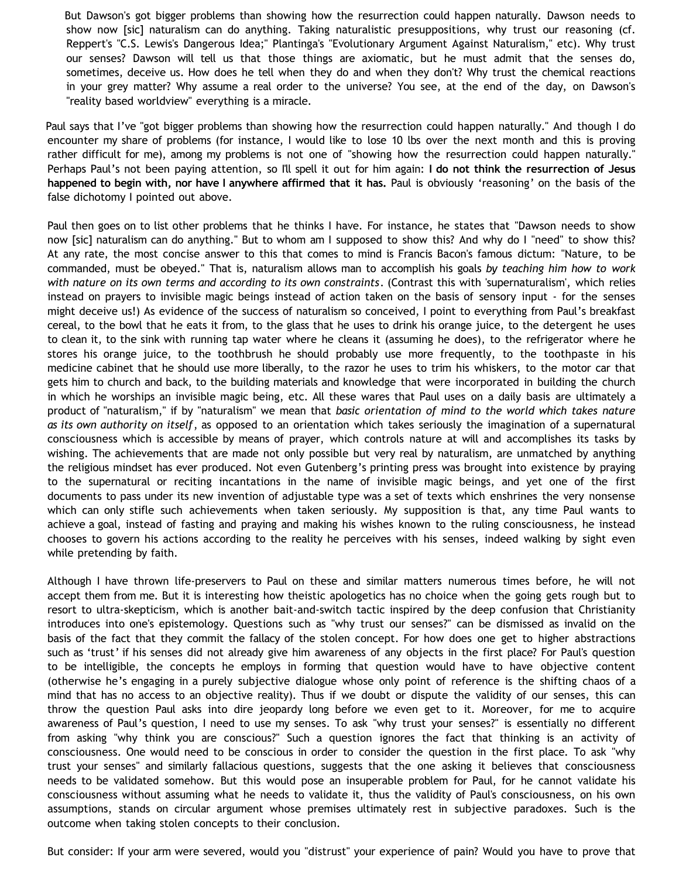> But Dawson's got bigger problems than showing how the resurrection could happen naturally. Dawson needs to show now [sic] naturalism can do anything. Taking naturalistic presuppositions, why trust our reasoning (cf. Reppert's "C.S. Lewis's Dangerous Idea;" Plantinga's "Evolutionary Argument Against Naturalism," etc). Why trust our senses? Dawson will tell us that those things are axiomatic, but he must admit that the senses do, sometimes, deceive us. How does he tell when they do and when they don't? Why trust the chemical reactions in your grey matter? Why assume a real order to the universe? You see, at the end of the day, on Dawson's "reality based worldview" everything is a miracle.

Paul says that I've "got bigger problems than showing how the resurrection could happen naturally." And though I do encounter my share of problems (for instance, I would like to lose 10 lbs over the next month and this is proving rather difficult for me), among my problems is not one of "showing how the resurrection could happen naturally." Perhaps Paul's not been paying attention, so I'll spell it out for him again: **I do not think the resurrection of Jesus happened to begin with, nor have I anywhere affirmed that it has.** Paul is obviously 'reasoning' on the basis of the false dichotomy I pointed out above.

Paul then goes on to list other problems that he thinks I have. For instance, he states that "Dawson needs to show now [sic] naturalism can do anything." But to whom am I supposed to show this? And why do I "need" to show this? At any rate, the most concise answer to this that comes to mind is Francis Bacon's famous dictum: "Nature, to be commanded, must be obeyed." That is, naturalism allows man to accomplish his goals *by teaching him how to work with nature on its own terms and according to its own constraints*. (Contrast this with 'supernaturalism', which relies instead on prayers to invisible magic beings instead of action taken on the basis of sensory input - for the senses might deceive us!) As evidence of the success of naturalism so conceived, I point to everything from Paul's breakfast cereal, to the bowl that he eats it from, to the glass that he uses to drink his orange juice, to the detergent he uses to clean it, to the sink with running tap water where he cleans it (assuming he does), to the refrigerator where he stores his orange juice, to the toothbrush he should probably use more frequently, to the toothpaste in his medicine cabinet that he should use more liberally, to the razor he uses to trim his whiskers, to the motor car that gets him to church and back, to the building materials and knowledge that were incorporated in building the church in which he worships an invisible magic being, etc. All these wares that Paul uses on a daily basis are ultimately a product of "naturalism," if by "naturalism" we mean that *basic orientation of mind to the world which takes nature as its own authority on itself*, as opposed to an orientation which takes seriously the imagination of a supernatural consciousness which is accessible by means of prayer, which controls nature at will and accomplishes its tasks by wishing. The achievements that are made not only possible but very real by naturalism, are unmatched by anything the religious mindset has ever produced. Not even Gutenberg's printing press was brought into existence by praying to the supernatural or reciting incantations in the name of invisible magic beings, and yet one of the first documents to pass under its new invention of adjustable type was a set of texts which enshrines the very nonsense which can only stifle such achievements when taken seriously. My supposition is that, any time Paul wants to achieve a goal, instead of fasting and praying and making his wishes known to the ruling consciousness, he instead chooses to govern his actions according to the reality he perceives with his senses, indeed walking by sight even while pretending by faith.

Although I have thrown life-preservers to Paul on these and similar matters numerous times before, he will not accept them from me. But it is interesting how theistic apologetics has no choice when the going gets rough but to resort to ultra-skepticism, which is another bait-and-switch tactic inspired by the deep confusion that Christianity introduces into one's epistemology. Questions such as "why trust our senses?" can be dismissed as invalid on the basis of the fact that they commit the fallacy of the stolen concept. For how does one get to higher abstractions such as 'trust' if his senses did not already give him awareness of any objects in the first place? For Paul's question to be intelligible, the concepts he employs in forming that question would have to have objective content (otherwise he's engaging in a purely subjective dialogue whose only point of reference is the shifting chaos of a mind that has no access to an objective reality). Thus if we doubt or dispute the validity of our senses, this can throw the question Paul asks into dire jeopardy long before we even get to it. Moreover, for me to acquire awareness of Paul's question, I need to use my senses. To ask "why trust your senses?" is essentially no different from asking "why think you are conscious?" Such a question ignores the fact that thinking is an activity of consciousness. One would need to be conscious in order to consider the question in the first place. To ask "why trust your senses" and similarly fallacious questions, suggests that the one asking it believes that consciousness needs to be validated somehow. But this would pose an insuperable problem for Paul, for he cannot validate his consciousness without assuming what he needs to validate it, thus the validity of Paul's consciousness, on his own assumptions, stands on circular argument whose premises ultimately rest in subjective paradoxes. Such is the outcome when taking stolen concepts to their conclusion.

But consider: If your arm were severed, would you "distrust" your experience of pain? Would you have to prove that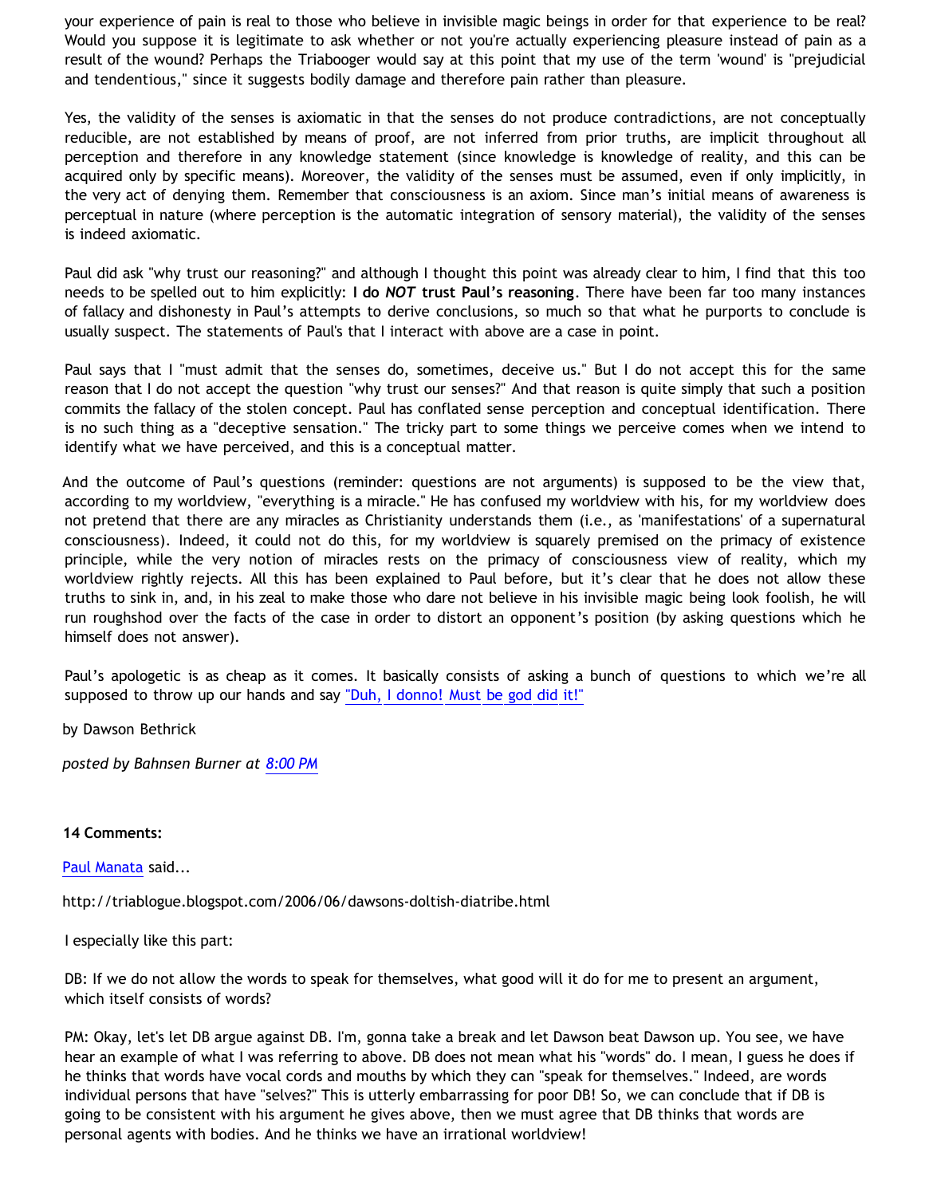your experience of pain is real to those who believe in invisible magic beings in order for that experience to be real? Would you suppose it is legitimate to ask whether or not you're actually experiencing pleasure instead of pain as a result of the wound? Perhaps the Triabooger would say at this point that my use of the term 'wound' is "prejudicial and tendentious," since it suggests bodily damage and therefore pain rather than pleasure.

Yes, the validity of the senses is axiomatic in that the senses do not produce contradictions, are not conceptually reducible, are not established by means of proof, are not inferred from prior truths, are implicit throughout all perception and therefore in any knowledge statement (since knowledge is knowledge of reality, and this can be acquired only by specific means). Moreover, the validity of the senses must be assumed, even if only implicitly, in the very act of denying them. Remember that consciousness is an axiom. Since man's initial means of awareness is perceptual in nature (where perception is the automatic integration of sensory material), the validity of the senses is indeed axiomatic.

Paul did ask "why trust our reasoning?" and although I thought this point was already clear to him, I find that this too needs to be spelled out to him explicitly: **I do *NOT* trust Paul's reasoning**. There have been far too many instances of fallacy and dishonesty in Paul's attempts to derive conclusions, so much so that what he purports to conclude is usually suspect. The statements of Paul's that I interact with above are a case in point.

Paul says that I "must admit that the senses do, sometimes, deceive us." But I do not accept this for the same reason that I do not accept the question "why trust our senses?" And that reason is quite simply that such a position commits the fallacy of the stolen concept. Paul has conflated sense perception and conceptual identification. There is no such thing as a "deceptive sensation." The tricky part to some things we perceive comes when we intend to identify what we have perceived, and this is a conceptual matter.

And the outcome of Paul's questions (reminder: questions are not arguments) is supposed to be the view that, according to my worldview, "everything is a miracle." He has confused my worldview with his, for my worldview does not pretend that there are any miracles as Christianity understands them (i.e., as 'manifestations' of a supernatural consciousness). Indeed, it could not do this, for my worldview is squarely premised on the primacy of existence principle, while the very notion of miracles rests on the primacy of consciousness view of reality, which my worldview rightly rejects. All this has been explained to Paul before, but it's clear that he does not allow these truths to sink in, and, in his zeal to make those who dare not believe in his invisible magic being look foolish, he will run roughshod over the facts of the case in order to distort an opponent's position (by asking questions which he himself does not answer).

Paul's apologetic is as cheap as it comes. It basically consists of asking a bunch of questions to which we're all supposed to throw up our hands and say "Duh, I donno! Must be god did it!"

by Dawson Bethrick

*posted by Bahnsen Burner at 8:00 PM*

**14 Comments:**

Paul Manata said...

http://triablogue.blogspot.com/2006/06/dawsons-doltish-diatribe.html

I especially like this part:

DB: If we do not allow the words to speak for themselves, what good will it do for me to present an argument, which itself consists of words?

PM: Okay, let's let DB argue against DB. I'm, gonna take a break and let Dawson beat Dawson up. You see, we have hear an example of what I was referring to above. DB does not mean what his "words" do. I mean, I guess he does if he thinks that words have vocal cords and mouths by which they can "speak for themselves." Indeed, are words individual persons that have "selves?" This is utterly embarrassing for poor DB! So, we can conclude that if DB is going to be consistent with his argument he gives above, then we must agree that DB thinks that words are personal agents with bodies. And he thinks we have an irrational worldview!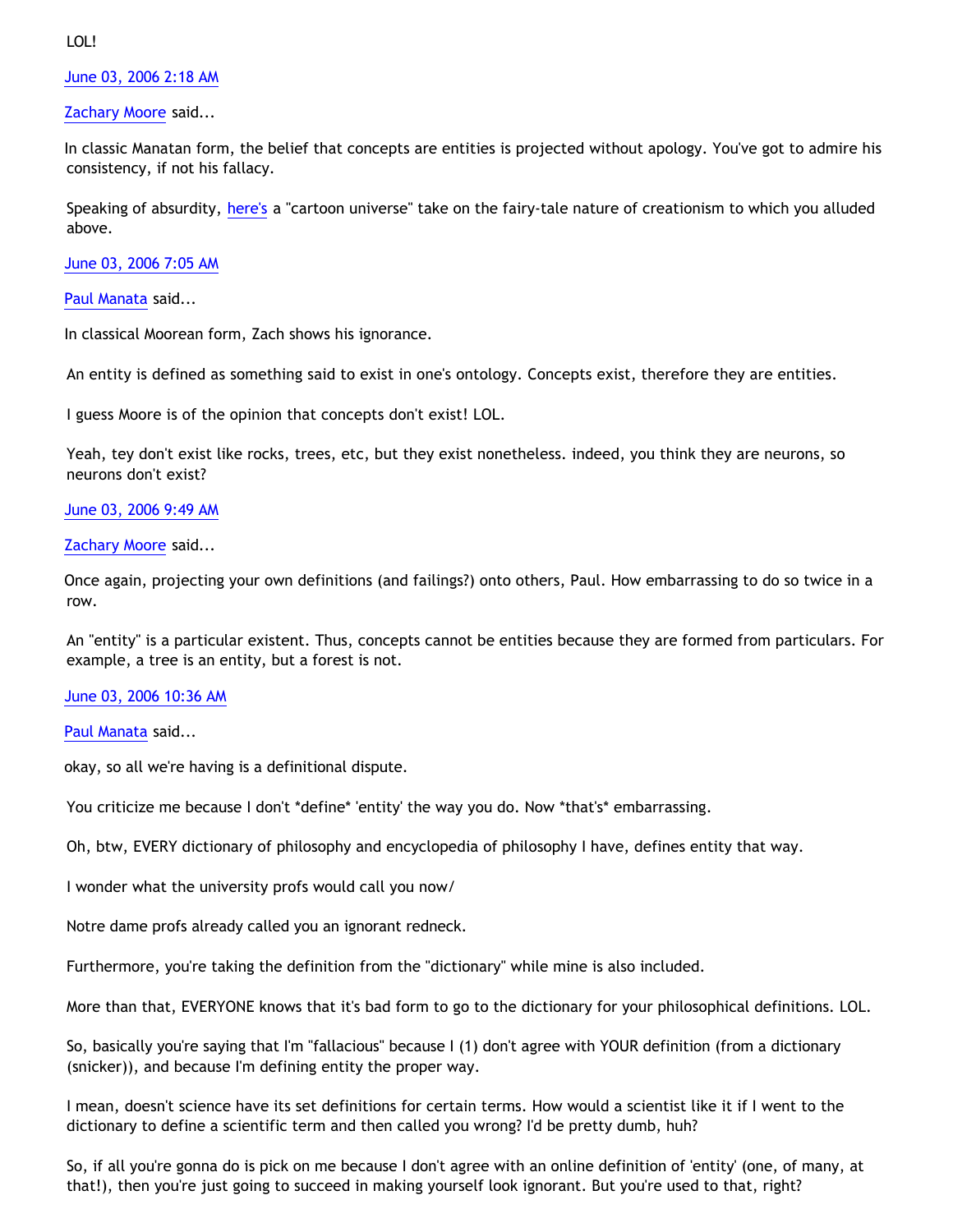LOL!

June 03, 2006 2:18 AM

Zachary Moore said...

In classic Manatan form, the belief that concepts are entities is projected without apology. You've got to admire his consistency, if not his fallacy.

Speaking of absurdity, here's a "cartoon universe" take on the fairy-tale nature of creationism to which you alluded above.

June 03, 2006 7:05 AM

Paul Manata said...

In classical Moorean form, Zach shows his ignorance.

An entity is defined as something said to exist in one's ontology. Concepts exist, therefore they are entities.

I guess Moore is of the opinion that concepts don't exist! LOL.

Yeah, tey don't exist like rocks, trees, etc, but they exist nonetheless. indeed, you think they are neurons, so neurons don't exist?

June 03, 2006 9:49 AM

Zachary Moore said...

Once again, projecting your own definitions (and failings?) onto others, Paul. How embarrassing to do so twice in a row.

An "entity" is a particular existent. Thus, concepts cannot be entities because they are formed from particulars. For example, a tree is an entity, but a forest is not.

June 03, 2006 10:36 AM

Paul Manata said...

okay, so all we're having is a definitional dispute.

You criticize me because I don't *define* 'entity' the way you do. Now *that's* embarrassing.

Oh, btw, EVERY dictionary of philosophy and encyclopedia of philosophy I have, defines entity that way.

I wonder what the university profs would call you now/

Notre dame profs already called you an ignorant redneck.

Furthermore, you're taking the definition from the "dictionary" while mine is also included.

More than that, EVERYONE knows that it's bad form to go to the dictionary for your philosophical definitions. LOL.

So, basically you're saying that I'm "fallacious" because I (1) don't agree with YOUR definition (from a dictionary (snicker)), and because I'm defining entity the proper way.

I mean, doesn't science have its set definitions for certain terms. How would a scientist like it if I went to the dictionary to define a scientific term and then called you wrong? I'd be pretty dumb, huh?

So, if all you're gonna do is pick on me because I don't agree with an online definition of 'entity' (one, of many, at that!), then you're just going to succeed in making yourself look ignorant. But you're used to that, right?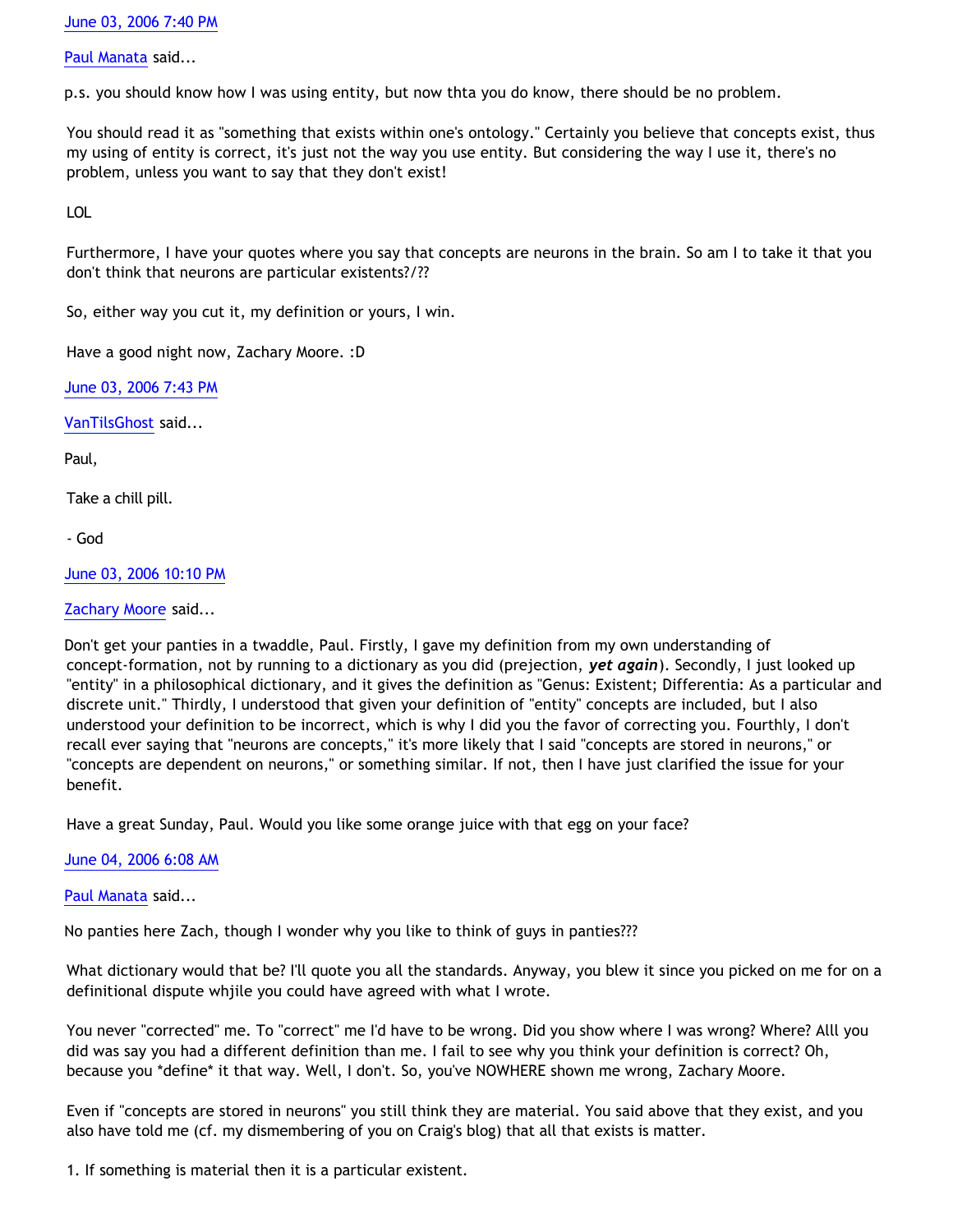June 03, 2006 7:40 PM

Paul Manata said...

p.s. you should know how I was using entity, but now thta you do know, there should be no problem.

You should read it as "something that exists within one's ontology." Certainly you believe that concepts exist, thus my using of entity is correct, it's just not the way you use entity. But considering the way I use it, there's no problem, unless you want to say that they don't exist!

LOL

Furthermore, I have your quotes where you say that concepts are neurons in the brain. So am I to take it that you don't think that neurons are particular existents?/??

So, either way you cut it, my definition or yours, I win.

Have a good night now, Zachary Moore. :D

June 03, 2006 7:43 PM

VanTilsGhost said...

Paul,

Take a chill pill.

- God

June 03, 2006 10:10 PM

Zachary Moore said...

Don't get your panties in a twaddle, Paul. Firstly, I gave my definition from my own understanding of concept-formation, not by running to a dictionary as you did (prejection, ***yet again***). Secondly, I just looked up "entity" in a philosophical dictionary, and it gives the definition as "Genus: Existent; Differentia: As a particular and discrete unit." Thirdly, I understood that given your definition of "entity" concepts are included, but I also understood your definition to be incorrect, which is why I did you the favor of correcting you. Fourthly, I don't recall ever saying that "neurons are concepts," it's more likely that I said "concepts are stored in neurons," or "concepts are dependent on neurons," or something similar. If not, then I have just clarified the issue for your benefit.

Have a great Sunday, Paul. Would you like some orange juice with that egg on your face?

June 04, 2006 6:08 AM

Paul Manata said...

No panties here Zach, though I wonder why you like to think of guys in panties???

What dictionary would that be? I'll quote you all the standards. Anyway, you blew it since you picked on me for on a definitional dispute whjile you could have agreed with what I wrote.

You never "corrected" me. To "correct" me I'd have to be wrong. Did you show where I was wrong? Where? Alll you did was say you had a different definition than me. I fail to see why you think your definition is correct? Oh, because you *define* it that way. Well, I don't. So, you've NOWHERE shown me wrong, Zachary Moore.

Even if "concepts are stored in neurons" you still think they are material. You said above that they exist, and you also have told me (cf. my dismembering of you on Craig's blog) that all that exists is matter.

1. If something is material then it is a particular existent.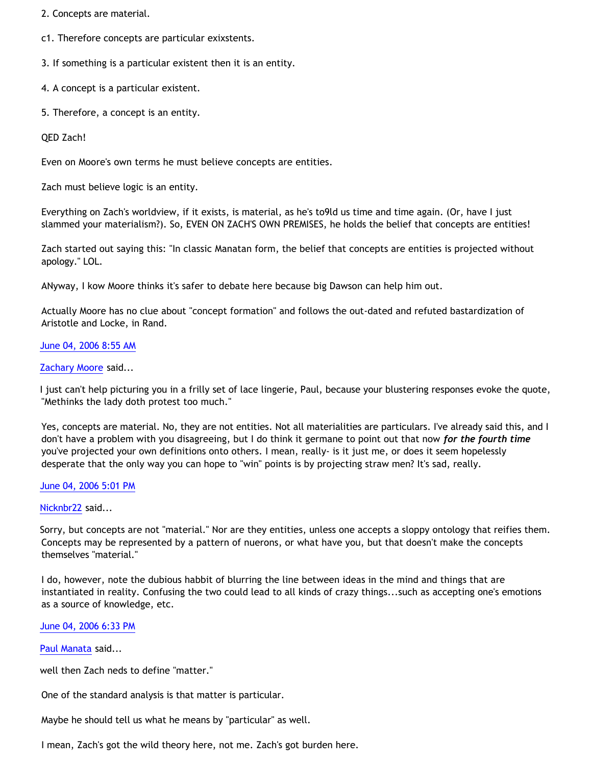2. Concepts are material.

c1. Therefore concepts are particular exixstents.

3. If something is a particular existent then it is an entity.

4. A concept is a particular existent.

5. Therefore, a concept is an entity.

QED Zach!

Even on Moore's own terms he must believe concepts are entities.

Zach must believe logic is an entity.

Everything on Zach's worldview, if it exists, is material, as he's to9ld us time and time again. (Or, have I just slammed your materialism?). So, EVEN ON ZACH'S OWN PREMISES, he holds the belief that concepts are entities!

Zach started out saying this: "In classic Manatan form, the belief that concepts are entities is projected without apology." LOL.

ANyway, I kow Moore thinks it's safer to debate here because big Dawson can help him out.

Actually Moore has no clue about "concept formation" and follows the out-dated and refuted bastardization of Aristotle and Locke, in Rand.

June 04, 2006 8:55 AM

Zachary Moore said...

I just can't help picturing you in a frilly set of lace lingerie, Paul, because your blustering responses evoke the quote, "Methinks the lady doth protest too much."

Yes, concepts are material. No, they are not entities. Not all materialities are particulars. I've already said this, and I don't have a problem with you disagreeing, but I do think it germane to point out that now ***for the fourth time*** you've projected your own definitions onto others. I mean, really- is it just me, or does it seem hopelessly desperate that the only way you can hope to "win" points is by projecting straw men? It's sad, really.

June 04, 2006 5:01 PM

Nicknbr22 said...

Sorry, but concepts are not "material." Nor are they entities, unless one accepts a sloppy ontology that reifies them. Concepts may be represented by a pattern of nuerons, or what have you, but that doesn't make the concepts themselves "material."

I do, however, note the dubious habbit of blurring the line between ideas in the mind and things that are instantiated in reality. Confusing the two could lead to all kinds of crazy things...such as accepting one's emotions as a source of knowledge, etc.

June 04, 2006 6:33 PM

Paul Manata said...

well then Zach neds to define "matter."

One of the standard analysis is that matter is particular.

Maybe he should tell us what he means by "particular" as well.

I mean, Zach's got the wild theory here, not me. Zach's got burden here.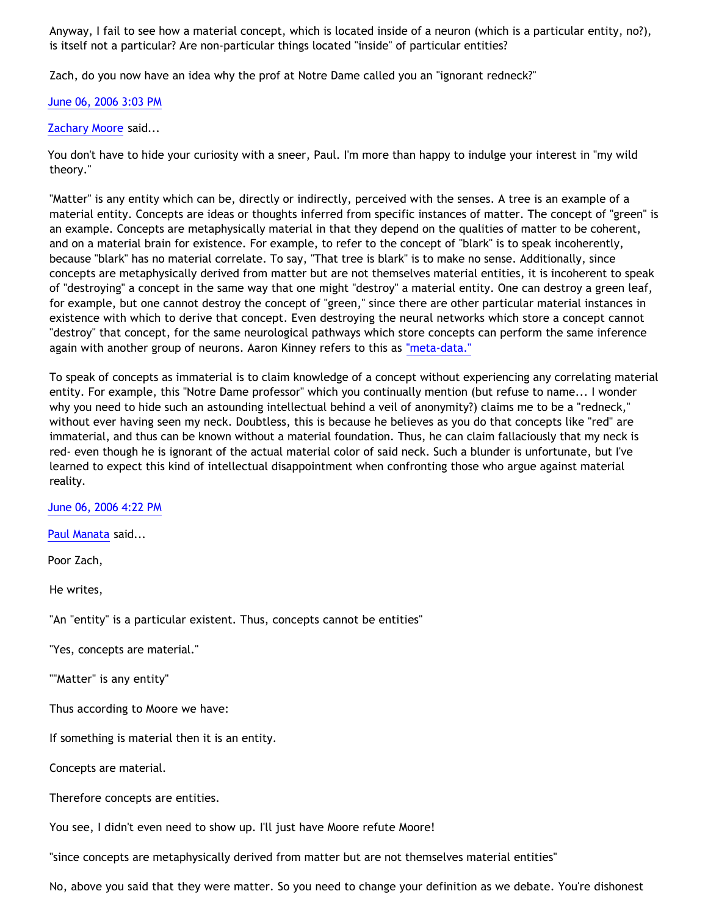Anyway, I fail to see how a material concept, which is located inside of a neuron (which is a particular entity, no?), is itself not a particular? Are non-particular things located "inside" of particular entities?

Zach, do you now have an idea why the prof at Notre Dame called you an "ignorant redneck?"

June 06, 2006 3:03 PM

Zachary Moore said...

You don't have to hide your curiosity with a sneer, Paul. I'm more than happy to indulge your interest in "my wild theory."

"Matter" is any entity which can be, directly or indirectly, perceived with the senses. A tree is an example of a material entity. Concepts are ideas or thoughts inferred from specific instances of matter. The concept of "green" is an example. Concepts are metaphysically material in that they depend on the qualities of matter to be coherent, and on a material brain for existence. For example, to refer to the concept of "blark" is to speak incoherently, because "blark" has no material correlate. To say, "That tree is blark" is to make no sense. Additionally, since concepts are metaphysically derived from matter but are not themselves material entities, it is incoherent to speak of "destroying" a concept in the same way that one might "destroy" a material entity. One can destroy a green leaf, for example, but one cannot destroy the concept of "green," since there are other particular material instances in existence with which to derive that concept. Even destroying the neural networks which store a concept cannot "destroy" that concept, for the same neurological pathways which store concepts can perform the same inference again with another group of neurons. Aaron Kinney refers to this as "meta-data."

To speak of concepts as immaterial is to claim knowledge of a concept without experiencing any correlating material entity. For example, this "Notre Dame professor" which you continually mention (but refuse to name... I wonder why you need to hide such an astounding intellectual behind a veil of anonymity?) claims me to be a "redneck," without ever having seen my neck. Doubtless, this is because he believes as you do that concepts like "red" are immaterial, and thus can be known without a material foundation. Thus, he can claim fallaciously that my neck is red- even though he is ignorant of the actual material color of said neck. Such a blunder is unfortunate, but I've learned to expect this kind of intellectual disappointment when confronting those who argue against material reality.

June 06, 2006 4:22 PM

Paul Manata said...

Poor Zach,

He writes,

"An "entity" is a particular existent. Thus, concepts cannot be entities"

"Yes, concepts are material."

""Matter" is any entity"

Thus according to Moore we have:

If something is material then it is an entity.

Concepts are material.

Therefore concepts are entities.

You see, I didn't even need to show up. I'll just have Moore refute Moore!

"since concepts are metaphysically derived from matter but are not themselves material entities"

No, above you said that they were matter. So you need to change your definition as we debate. You're dishonest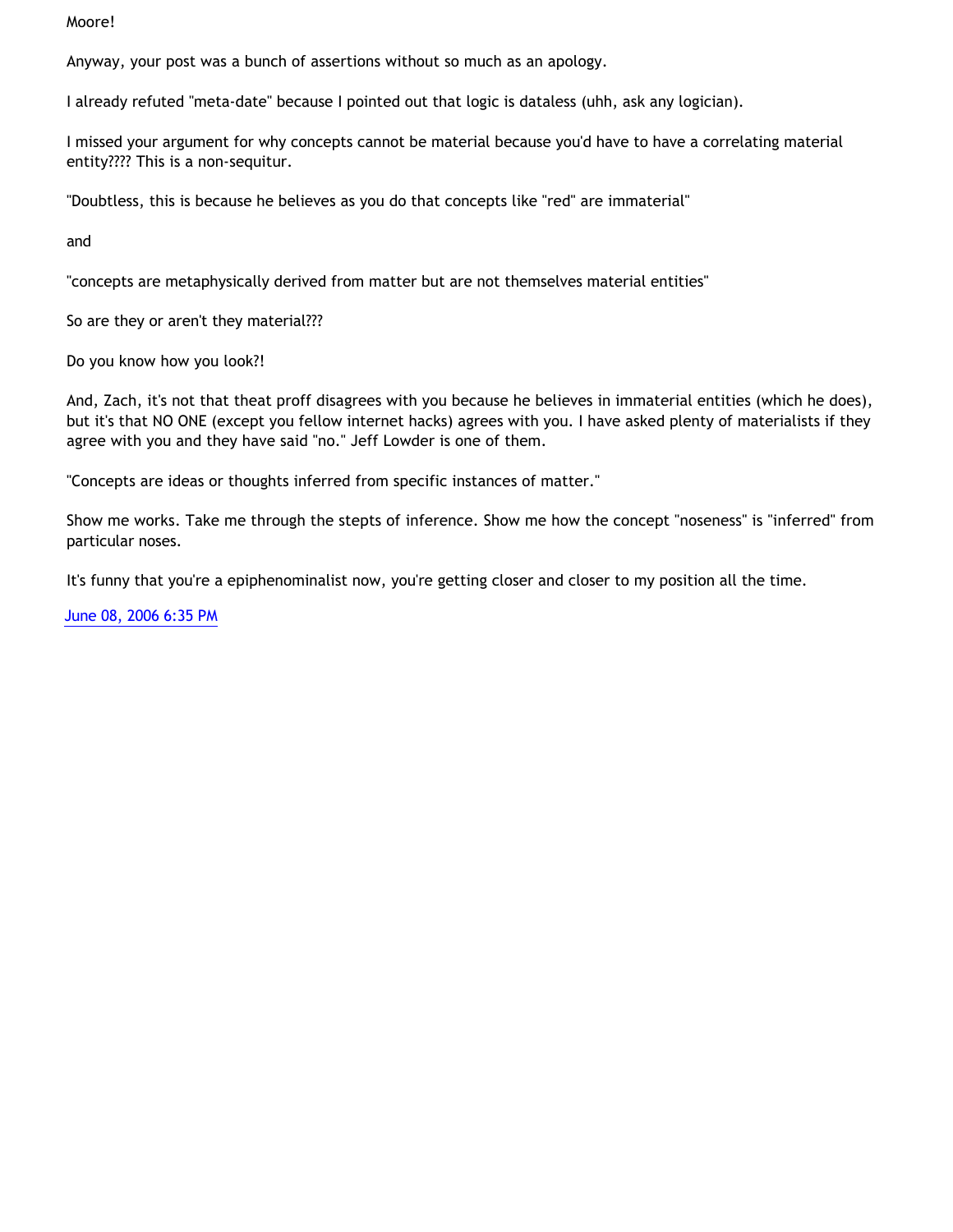Moore!

Anyway, your post was a bunch of assertions without so much as an apology.

I already refuted "meta-date" because I pointed out that logic is dataless (uhh, ask any logician).

I missed your argument for why concepts cannot be material because you'd have to have a correlating material entity???? This is a non-sequitur.

"Doubtless, this is because he believes as you do that concepts like "red" are immaterial"

and

"concepts are metaphysically derived from matter but are not themselves material entities"

So are they or aren't they material???

Do you know how you look?!

And, Zach, it's not that theat proff disagrees with you because he believes in immaterial entities (which he does), but it's that NO ONE (except you fellow internet hacks) agrees with you. I have asked plenty of materialists if they agree with you and they have said "no." Jeff Lowder is one of them.

"Concepts are ideas or thoughts inferred from specific instances of matter."

Show me works. Take me through the stepts of inference. Show me how the concept "noseness" is "inferred" from particular noses.

It's funny that you're a epiphenominalist now, you're getting closer and closer to my position all the time.

June 08, 2006 6:35 PM